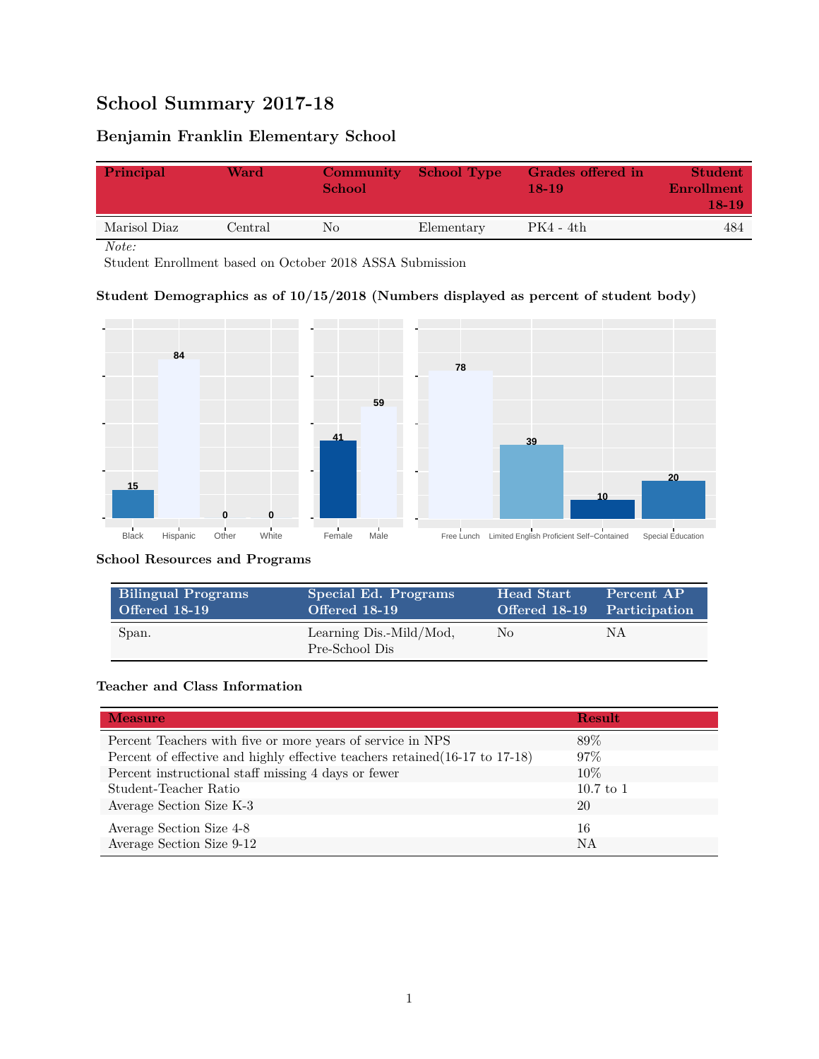# School Summary 2017-18

## Benjamin Franklin Elementary School

| Principal | Ward | Community School | School Type | Grades offered in 18-19 | Student Enrollment 18-19 |
|---|---|---|---|---|---|
| Marisol Diaz | Central | No | Elementary | PK4 - 4th | 484 |

*Note:*

Student Enrollment based on October 2018 ASSA Submission

### Student Demographics as of 10/15/2018 (Numbers displayed as percent of student body)

| Black | Hispanic | Other | White |
|---|---|---|---|
| 15 | 84 | 0 | 0 |

| Female | Male |
|---|---|
| 41 | 59 |

| Free Lunch | Limited English Proficient | Self-Contained | Special Education |
|---|---|---|---|
| 78 | 39 | 10 | 20 |

### School Resources and Programs

| Bilingual Programs Offered 18-19 | Special Ed. Programs Offered 18-19 | Head Start Offered 18-19 | Percent AP Participation |
|---|---|---|---|
| Span. | Learning Dis.-Mild/Mod, Pre-School Dis | No | NA |

### Teacher and Class Information

| Measure | Result |
|---|---|
| Percent Teachers with five or more years of service in NPS | 89% |
| Percent of effective and highly effective teachers retained(16-17 to 17-18) | 97% |
| Percent instructional staff missing 4 days or fewer | 10% |
| Student-Teacher Ratio | 10.7 to 1 |
| Average Section Size K-3 | 20 |
| Average Section Size 4-8 | 16 |
| Average Section Size 9-12 | NA |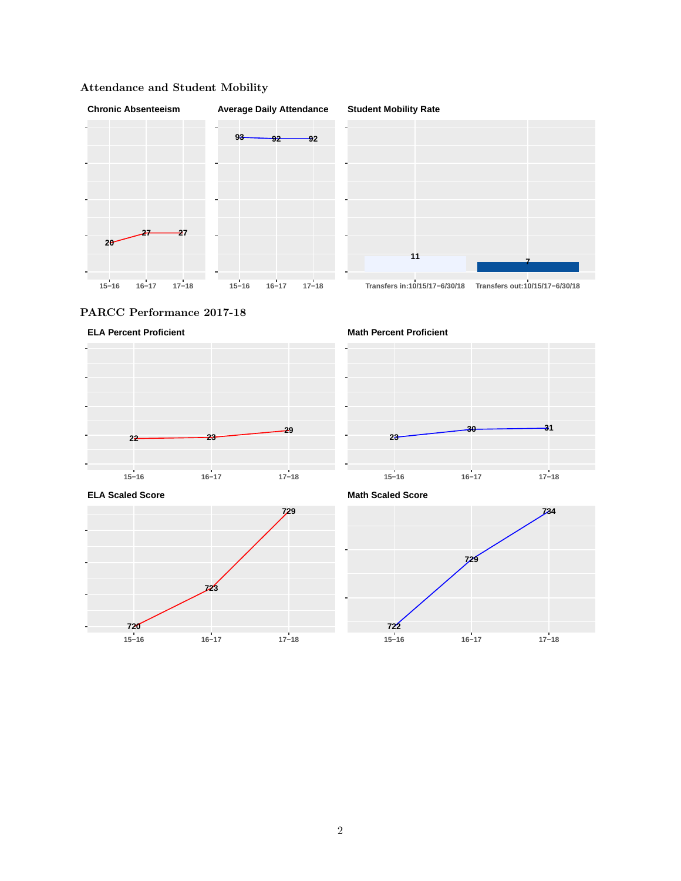## Attendance and Student Mobility

**Chronic Absenteeism**

20
27
27

15–16
16–17
17–18

**Average Daily Attendance**

93
92
92

15–16
16–17
17–18

**Student Mobility Rate**

11
7

Transfers in:10/15/17–6/30/18
Transfers out:10/15/17–6/30/18

## PARCC Performance 2017-18

**ELA Percent Proficient**

22
23
29

15–16
16–17
17–18

**Math Percent Proficient**

23
30
31

15–16
16–17
17–18

**ELA Scaled Score**

720
723
729

15–16
16–17
17–18

**Math Scaled Score**

722
729
734

15–16
16–17
17–18